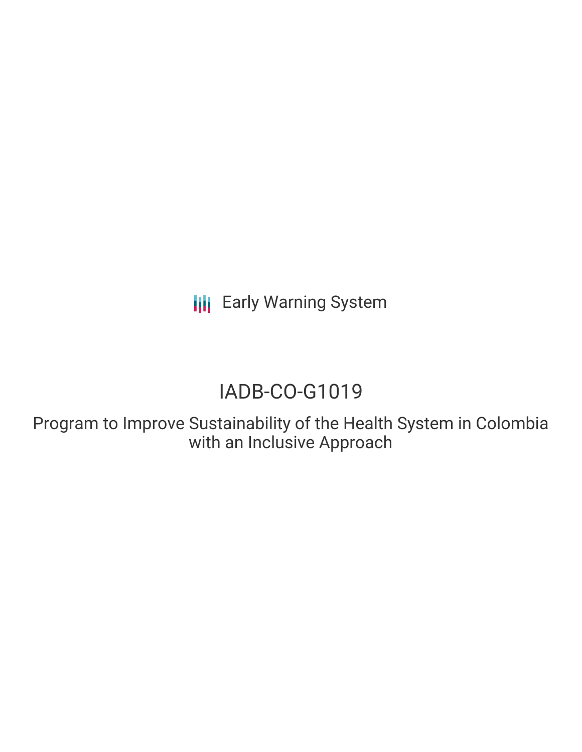Early Warning System

# IADB-CO-G1019

Program to Improve Sustainability of the Health System in Colombia with an Inclusive Approach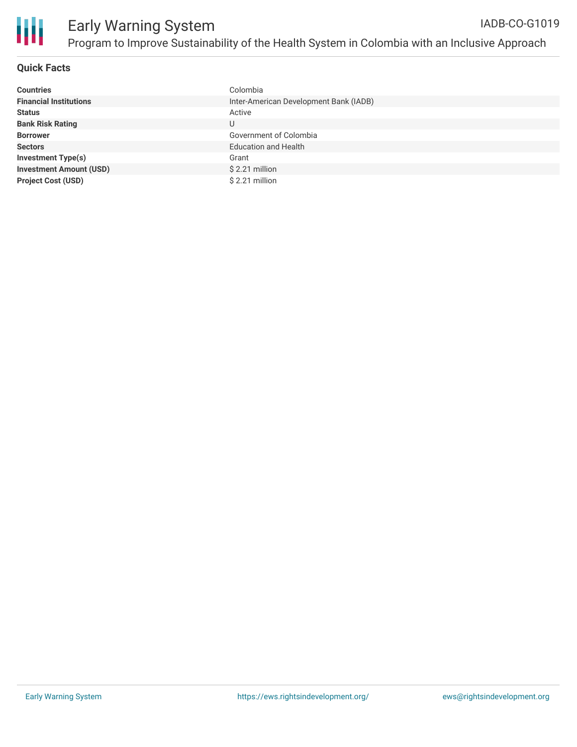# Early Warning System

IADB-CO-G1019

Program to Improve Sustainability of the Health System in Colombia with an Inclusive Approach

## Quick Facts

| | |
|---|---|
| **Countries** | Colombia |
| **Financial Institutions** | Inter-American Development Bank (IADB) |
| **Status** | Active |
| **Bank Risk Rating** | U |
| **Borrower** | Government of Colombia |
| **Sectors** | Education and Health |
| **Investment Type(s)** | Grant |
| **Investment Amount (USD)** | $ 2.21 million |
| **Project Cost (USD)** | $ 2.21 million |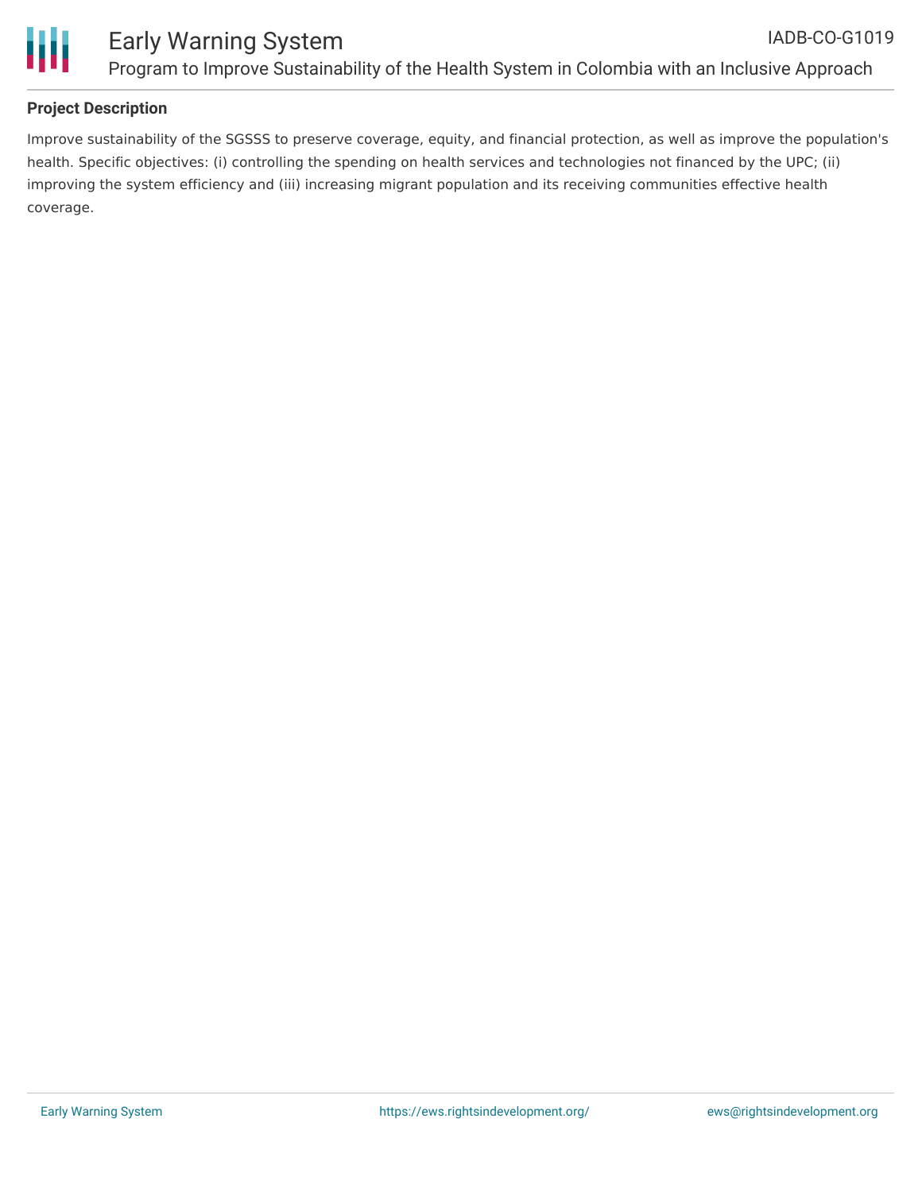## Project Description

Improve sustainability of the SGSSS to preserve coverage, equity, and financial protection, as well as improve the population's health. Specific objectives: (i) controlling the spending on health services and technologies not financed by the UPC; (ii) improving the system efficiency and (iii) increasing migrant population and its receiving communities effective health coverage.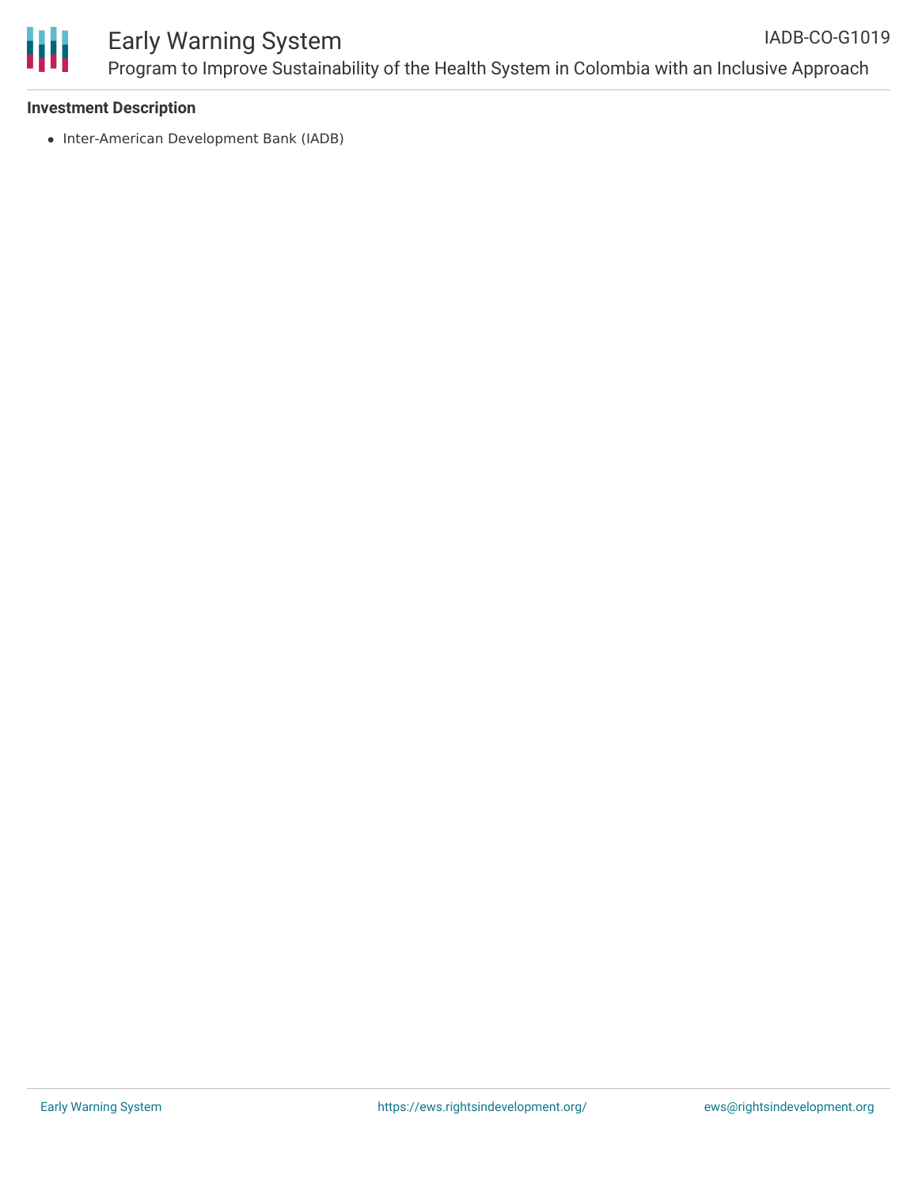**Investment Description**

- Inter-American Development Bank (IADB)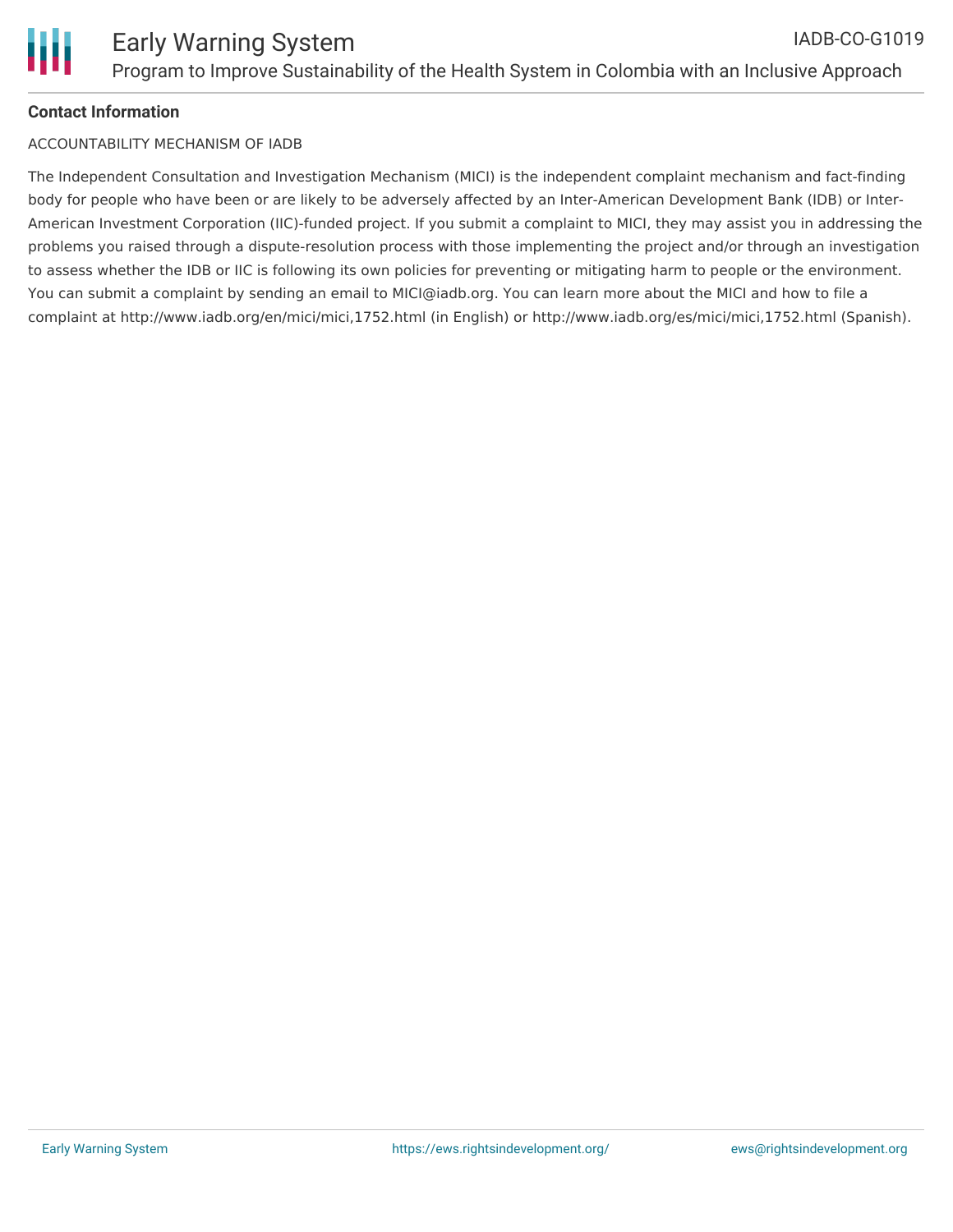**Contact Information**

ACCOUNTABILITY MECHANISM OF IADB

The Independent Consultation and Investigation Mechanism (MICI) is the independent complaint mechanism and fact-finding body for people who have been or are likely to be adversely affected by an Inter-American Development Bank (IDB) or Inter-American Investment Corporation (IIC)-funded project. If you submit a complaint to MICI, they may assist you in addressing the problems you raised through a dispute-resolution process with those implementing the project and/or through an investigation to assess whether the IDB or IIC is following its own policies for preventing or mitigating harm to people or the environment. You can submit a complaint by sending an email to MICI@iadb.org. You can learn more about the MICI and how to file a complaint at http://www.iadb.org/en/mici/mici,1752.html (in English) or http://www.iadb.org/es/mici/mici,1752.html (Spanish).